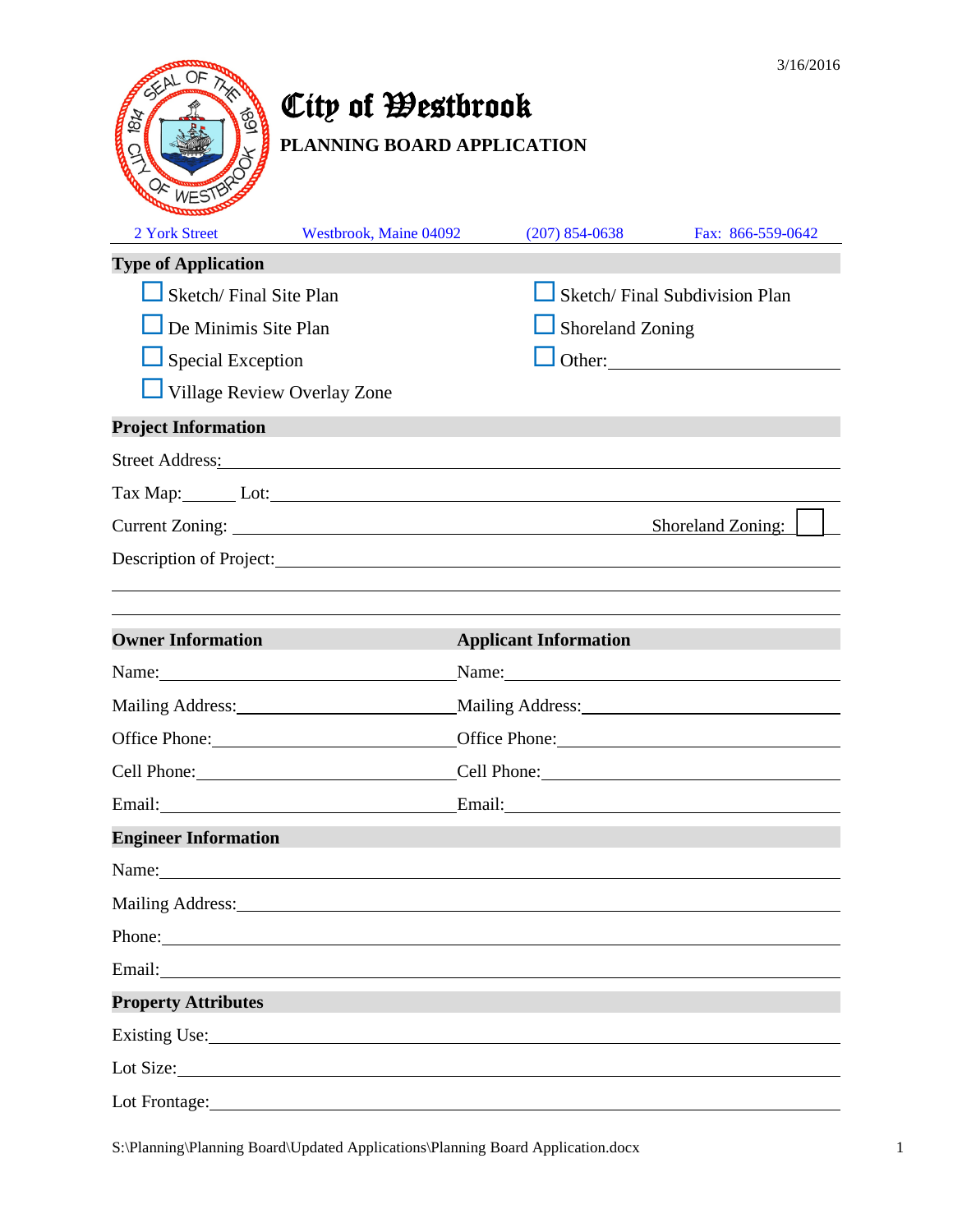3/16/2016

# City of Westbrook

## PLANNING BOARD APPLICATION

2 York Street | Westbrook, Maine 04092 | (207) 854-0638 | Fax: 866-559-0642

### Type of Application

- ☐ Sketch/ Final Site Plan
- ☐ De Minimis Site Plan
- ☐ Special Exception
- ☐ Village Review Overlay Zone
- ☐ Sketch/ Final Subdivision Plan
- ☐ Shoreland Zoning
- ☐ Other: ______________________

### Project Information

Street Address: ______________________________________________

Tax Map: ______ Lot: ______________________________________________

Current Zoning: ______________________________ Shoreland Zoning: ☐

Description of Project: ______________________________________________

______________________________________________

______________________________________________

### Owner Information

Name: ______________________________

Mailing Address: ______________________________

Office Phone: ______________________________

Cell Phone: ______________________________

Email: ______________________________

### Applicant Information

Name: ______________________________

Mailing Address: ______________________________

Office Phone: ______________________________

Cell Phone: ______________________________

Email: ______________________________

### Engineer Information

Name: ______________________________________________

Mailing Address: ______________________________________________

Phone: ______________________________________________

Email: ______________________________________________

### Property Attributes

Existing Use: ______________________________________________

Lot Size: ______________________________________________

Lot Frontage: ______________________________________________

S:\Planning\Planning Board\Updated Applications\Planning Board Application.docx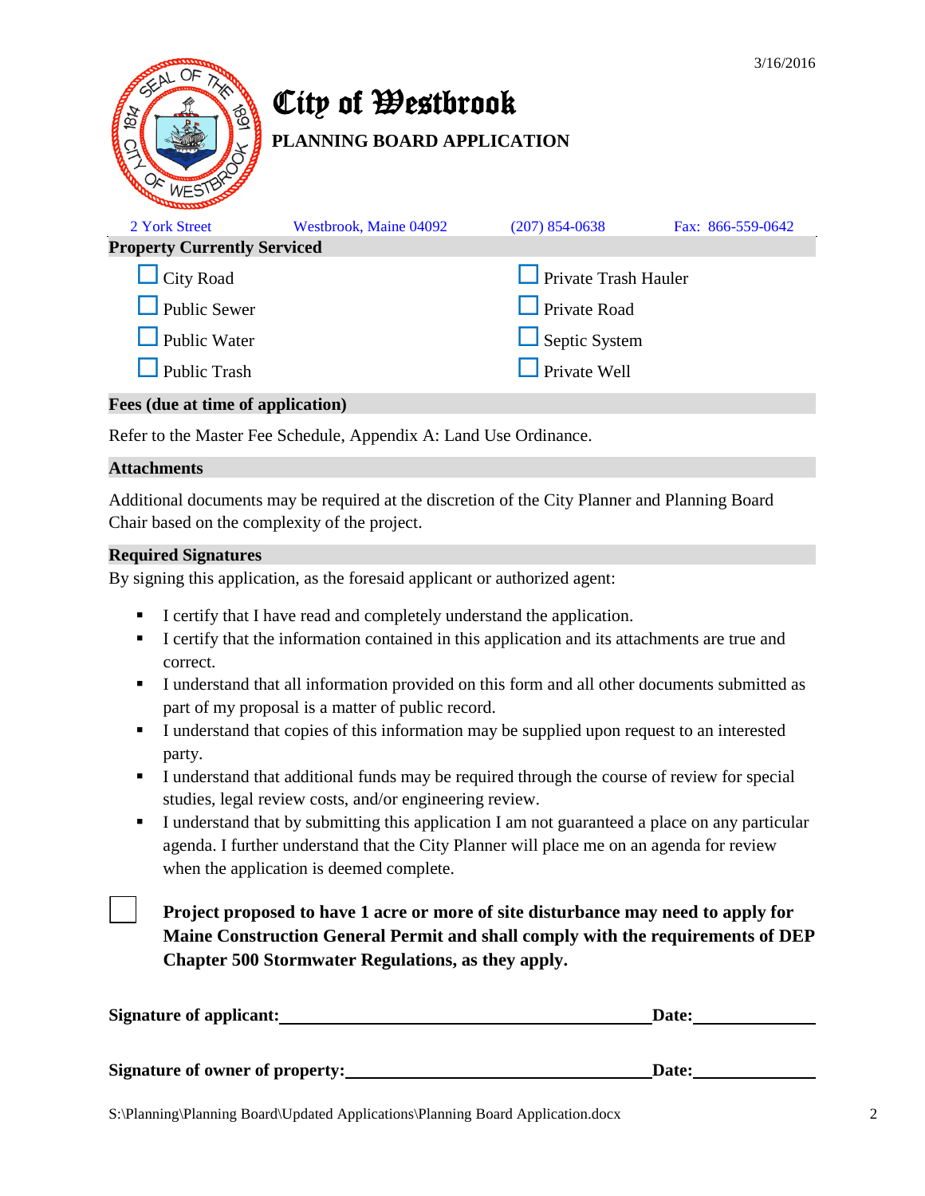3/16/2016

# City of Westbrook

## PLANNING BOARD APPLICATION

2 York Street | Westbrook, Maine 04092 | (207) 854-0638 | Fax: 866-559-0642

### Property Currently Serviced

| | |
|---|---|
| ☐ City Road | ☐ Private Trash Hauler |
| ☐ Public Sewer | ☐ Private Road |
| ☐ Public Water | ☐ Septic System |
| ☐ Public Trash | ☐ Private Well |

### Fees (due at time of application)

Refer to the Master Fee Schedule, Appendix A: Land Use Ordinance.

### Attachments

Additional documents may be required at the discretion of the City Planner and Planning Board Chair based on the complexity of the project.

### Required Signatures

By signing this application, as the foresaid applicant or authorized agent:

- I certify that I have read and completely understand the application.
- I certify that the information contained in this application and its attachments are true and correct.
- I understand that all information provided on this form and all other documents submitted as part of my proposal is a matter of public record.
- I understand that copies of this information may be supplied upon request to an interested party.
- I understand that additional funds may be required through the course of review for special studies, legal review costs, and/or engineering review.
- I understand that by submitting this application I am not guaranteed a place on any particular agenda. I further understand that the City Planner will place me on an agenda for review when the application is deemed complete.

☐ **Project proposed to have 1 acre or more of site disturbance may need to apply for Maine Construction General Permit and shall comply with the requirements of DEP Chapter 500 Stormwater Regulations, as they apply.**

**Signature of applicant:**\_\_\_\_\_\_\_\_\_\_\_\_\_\_\_\_\_\_\_\_\_\_\_\_\_\_\_\_\_\_\_\_\_\_\_\_ **Date:**\_\_\_\_\_\_\_\_\_\_\_\_

**Signature of owner of property:**\_\_\_\_\_\_\_\_\_\_\_\_\_\_\_\_\_\_\_\_\_\_\_\_\_\_\_\_\_\_ **Date:**\_\_\_\_\_\_\_\_\_\_\_\_

S:\Planning\Planning Board\Updated Applications\Planning Board Application.docx